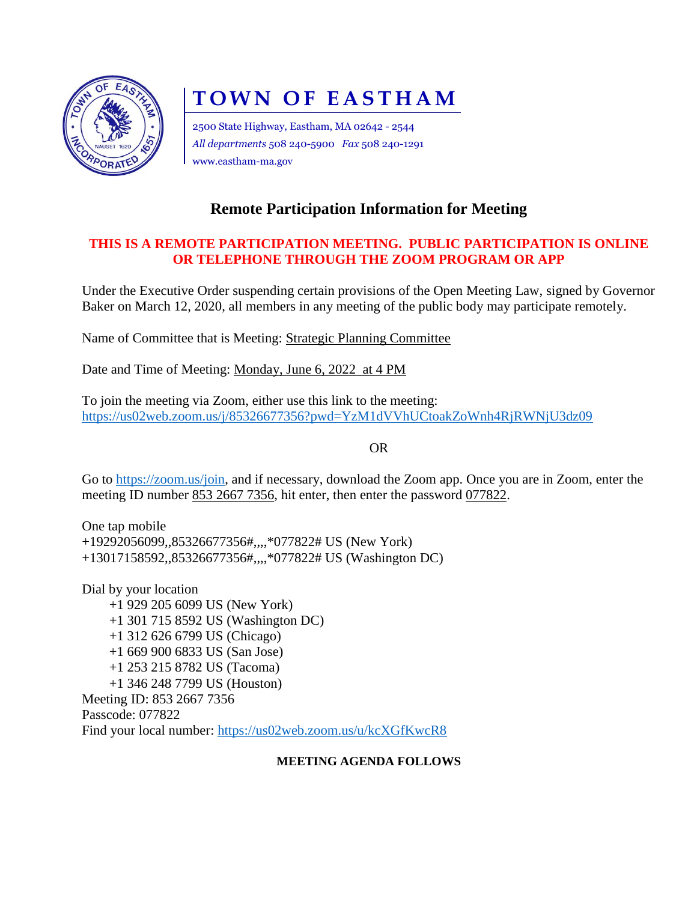# TOWN OF EASTHAM

2500 State Highway, Eastham, MA 02642 - 2544
*All departments* 508 240-5900 *Fax* 508 240-1291
www.eastham-ma.gov

## Remote Participation Information for Meeting

**THIS IS A REMOTE PARTICIPATION MEETING. PUBLIC PARTICIPATION IS ONLINE OR TELEPHONE THROUGH THE ZOOM PROGRAM OR APP**

Under the Executive Order suspending certain provisions of the Open Meeting Law, signed by Governor Baker on March 12, 2020, all members in any meeting of the public body may participate remotely.

Name of Committee that is Meeting: Strategic Planning Committee

Date and Time of Meeting: Monday, June 6, 2022 at 4 PM

To join the meeting via Zoom, either use this link to the meeting:
https://us02web.zoom.us/j/85326677356?pwd=YzM1dVVhUCtoakZoWnh4RjRWNjU3dz09

OR

Go to https://zoom.us/join, and if necessary, download the Zoom app. Once you are in Zoom, enter the meeting ID number 853 2667 7356, hit enter, then enter the password 077822.

One tap mobile
+19292056099,,85326677356#,,,,*077822# US (New York)
+13017158592,,85326677356#,,,,*077822# US (Washington DC)

Dial by your location
+1 929 205 6099 US (New York)
+1 301 715 8592 US (Washington DC)
+1 312 626 6799 US (Chicago)
+1 669 900 6833 US (San Jose)
+1 253 215 8782 US (Tacoma)
+1 346 248 7799 US (Houston)
Meeting ID: 853 2667 7356
Passcode: 077822
Find your local number: https://us02web.zoom.us/u/kcXGfKwcR8

**MEETING AGENDA FOLLOWS**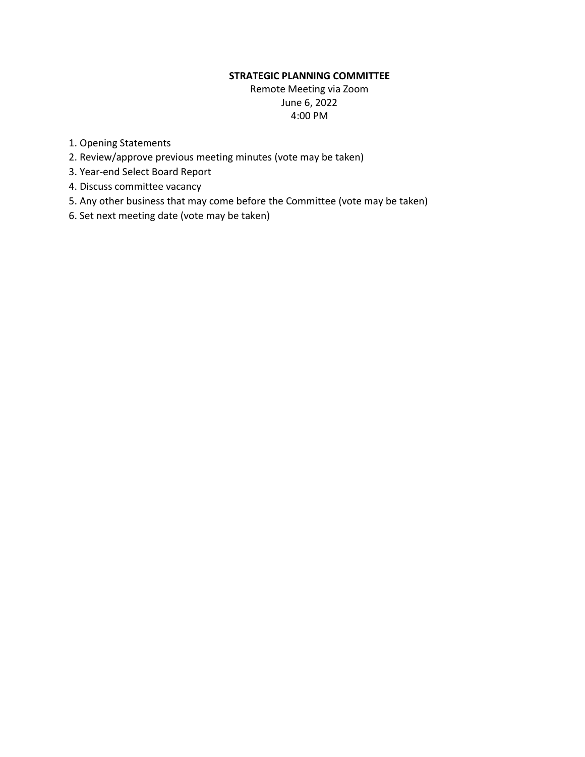**STRATEGIC PLANNING COMMITTEE**

Remote Meeting via Zoom

June 6, 2022

4:00 PM

1. Opening Statements
2. Review/approve previous meeting minutes (vote may be taken)
3. Year-end Select Board Report
4. Discuss committee vacancy
5. Any other business that may come before the Committee (vote may be taken)
6. Set next meeting date (vote may be taken)